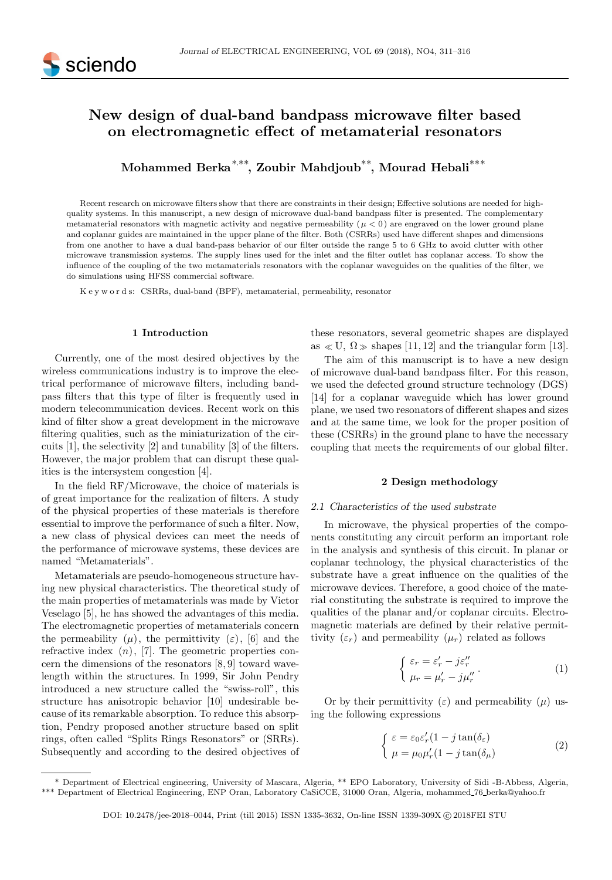# New design of dual-band bandpass microwave filter based on electromagnetic effect of metamaterial resonators

**Mohammed Berka**[*,**], **Zoubir Mahdjoub**[**], **Mourad Hebali**[***]

Recent research on microwave filters show that there are constraints in their design; Effective solutions are needed for high-quality systems. In this manuscript, a new design of microwave dual-band bandpass filter is presented. The complementary metamaterial resonators with magnetic activity and negative permeability ($\mu < 0$) are engraved on the lower ground plane and coplanar guides are maintained in the upper plane of the filter. Both (CSRRs) used have different shapes and dimensions from one another to have a dual band-pass behavior of our filter outside the range 5 to 6 GHz to avoid clutter with other microwave transmission systems. The supply lines used for the inlet and the filter outlet has coplanar access. To show the influence of the coupling of the two metamaterials resonators with the coplanar waveguides on the qualities of the filter, we do simulations using HFSS commercial software.

K e y w o r d s: CSRRs, dual-band (BPF), metamaterial, permeability, resonator

## 1 Introduction

Currently, one of the most desired objectives by the wireless communications industry is to improve the electrical performance of microwave filters, including bandpass filters that this type of filter is frequently used in modern telecommunication devices. Recent work on this kind of filter show a great development in the microwave filtering qualities, such as the miniaturization of the circuits [1], the selectivity [2] and tunability [3] of the filters. However, the major problem that can disrupt these qualities is the intersystem congestion [4].

In the field RF/Microwave, the choice of materials is of great importance for the realization of filters. A study of the physical properties of these materials is therefore essential to improve the performance of such a filter. Now, a new class of physical devices can meet the needs of the performance of microwave systems, these devices are named "Metamaterials".

Metamaterials are pseudo-homogeneous structure having new physical characteristics. The theoretical study of the main properties of metamaterials was made by Victor Veselago [5], he has showed the advantages of this media. The electromagnetic properties of metamaterials concern the permeability ($\mu$), the permittivity ($\varepsilon$), [6] and the refractive index ($n$), [7]. The geometric properties concern the dimensions of the resonators [8, 9] toward wavelength within the structures. In 1999, Sir John Pendry introduced a new structure called the "swiss-roll", this structure has anisotropic behavior [10] undesirable because of its remarkable absorption. To reduce this absorption, Pendry proposed another structure based on split rings, often called "Splits Rings Resonators" or (SRRs). Subsequently and according to the desired objectives of these resonators, several geometric shapes are displayed as ≪ U, Ω ≫ shapes [11, 12] and the triangular form [13].

The aim of this manuscript is to have a new design of microwave dual-band bandpass filter. For this reason, we used the defected ground structure technology (DGS) [14] for a coplanar waveguide which has lower ground plane, we used two resonators of different shapes and sizes and at the same time, we look for the proper position of these (CSRRs) in the ground plane to have the necessary coupling that meets the requirements of our global filter.

## 2 Design methodology

### 2.1 Characteristics of the used substrate

In microwave, the physical properties of the components constituting any circuit perform an important role in the analysis and synthesis of this circuit. In planar or coplanar technology, the physical characteristics of the substrate have a great influence on the qualities of the microwave devices. Therefore, a good choice of the material constituting the substrate is required to improve the qualities of the planar and/or coplanar circuits. Electromagnetic materials are defined by their relative permittivity ($\varepsilon_r$) and permeability ($\mu_r$) related as follows

$$\begin{cases} \varepsilon_r = \varepsilon_r' - j\varepsilon_r'' \\ \mu_r = \mu_r' - j\mu_r'' \end{cases}. \tag{1}$$

Or by their permittivity ($\varepsilon$) and permeability ($\mu$) using the following expressions

$$\begin{cases} \varepsilon = \varepsilon_0\varepsilon_r'(1 - j\tan(\delta_\varepsilon) \\ \mu = \mu_0\mu_r'(1 - j\tan(\delta_\mu) \end{cases} \tag{2}$$

---

\* Department of Electrical engineering, University of Mascara, Algeria, \*\* EPO Laboratory, University of Sidi -B-Abbess, Algeria, \*\*\* Department of Electrical Engineering, ENP Oran, Laboratory CaSiCCE, 31000 Oran, Algeria, mohammed_76_berka@yahoo.fr

DOI: 10.2478/jee-2018–0044, Print (till 2015) ISSN 1335-3632, On-line ISSN 1339-309X © 2018FEI STU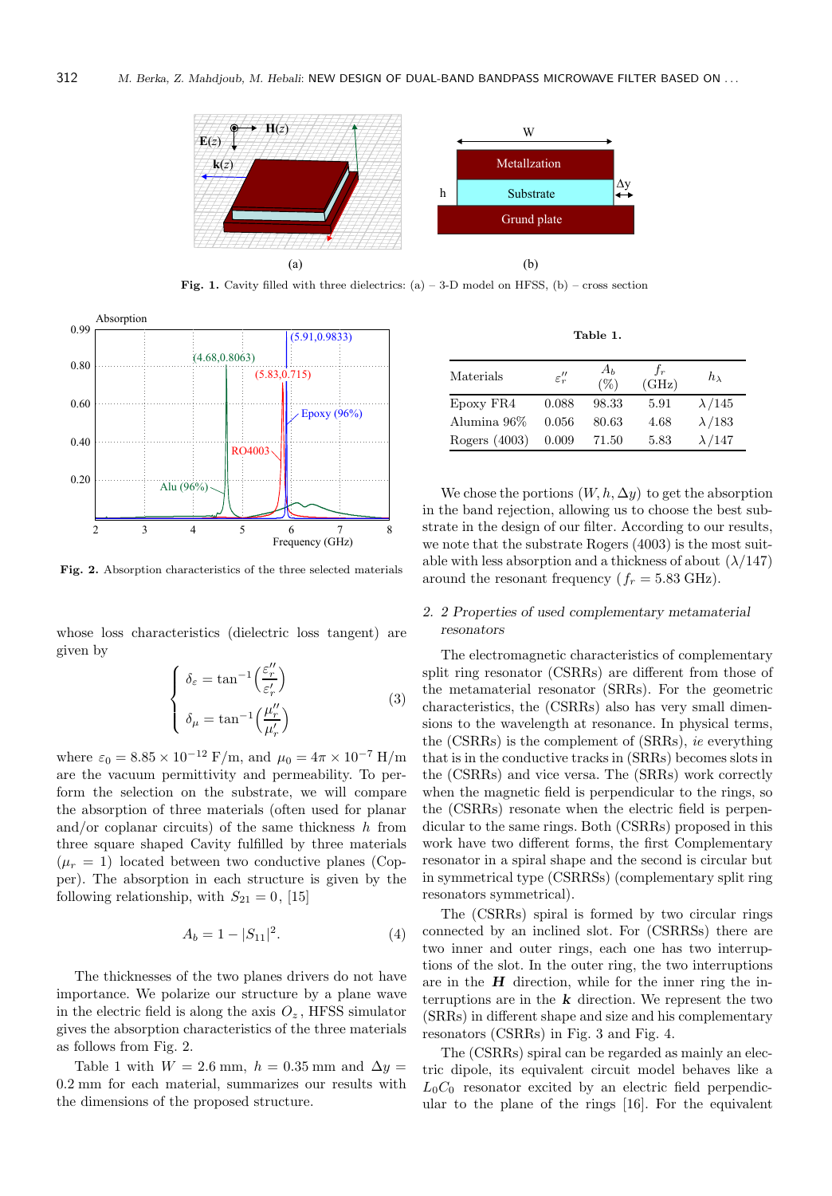Fig. 1. Cavity filled with three dielectrics: (a) – 3-D model on HFSS, (b) – cross section

Fig. 2. Absorption characteristics of the three selected materials

whose loss characteristics (dielectric loss tangent) are given by

$$\begin{cases} \delta_\varepsilon = \tan^{-1}\left(\frac{\varepsilon_r''}{\varepsilon_r'}\right) \\ \delta_\mu = \tan^{-1}\left(\frac{\mu_r''}{\mu_r'}\right) \end{cases} \tag{3}$$

where $\varepsilon_0 = 8.85 \times 10^{-12}$ F/m, and $\mu_0 = 4\pi \times 10^{-7}$ H/m are the vacuum permittivity and permeability. To perform the selection on the substrate, we will compare the absorption of three materials (often used for planar and/or coplanar circuits) of the same thickness $h$ from three square shaped Cavity fulfilled by three materials ($\mu_r = 1$) located between two conductive planes (Copper). The absorption in each structure is given by the following relationship, with $S_{21} = 0$, [15]

$$A_b = 1 - |S_{11}|^2. \tag{4}$$

The thicknesses of the two planes drivers do not have importance. We polarize our structure by a plane wave in the electric field is along the axis $O_z$, HFSS simulator gives the absorption characteristics of the three materials as follows from Fig. 2.

Table 1 with $W = 2.6$ mm, $h = 0.35$ mm and $\Delta y = 0.2$ mm for each material, summarizes our results with the dimensions of the proposed structure.

Table 1.

| Materials | $\varepsilon_r''$ | $A_b$ (%) | $f_r$ (GHz) | $h_\lambda$ |
|---|---|---|---|---|
| Epoxy FR4 | 0.088 | 98.33 | 5.91 | $\lambda/145$ |
| Alumina 96% | 0.056 | 80.63 | 4.68 | $\lambda/183$ |
| Rogers (4003) | 0.009 | 71.50 | 5.83 | $\lambda/147$ |

We chose the portions $(W, h, \Delta y)$ to get the absorption in the band rejection, allowing us to choose the best substrate in the design of our filter. According to our results, we note that the substrate Rogers (4003) is the most suitable with less absorption and a thickness of about ($\lambda/147$) around the resonant frequency ($f_r = 5.83$ GHz).

### 2. 2 *Properties of used complementary metamaterial resonators*

The electromagnetic characteristics of complementary split ring resonator (CSRRs) are different from those of the metamaterial resonator (SRRs). For the geometric characteristics, the (CSRRs) also has very small dimensions to the wavelength at resonance. In physical terms, the (CSRRs) is the complement of (SRRs), *ie* everything that is in the conductive tracks in (SRRs) becomes slots in the (CSRRs) and vice versa. The (SRRs) work correctly when the magnetic field is perpendicular to the rings, so the (CSRRs) resonate when the electric field is perpendicular to the same rings. Both (CSRRs) proposed in this work have two different forms, the first Complementary resonator in a spiral shape and the second is circular but in symmetrical type (CSRRSs) (complementary split ring resonators symmetrical).

The (CSRRs) spiral is formed by two circular rings connected by an inclined slot. For (CSRRSs) there are two inner and outer rings, each one has two interruptions of the slot. In the outer ring, the two interruptions are in the $\boldsymbol{H}$ direction, while for the inner ring the interruptions are in the $\boldsymbol{k}$ direction. We represent the two (SRRs) in different shape and size and his complementary resonators (CSRRs) in Fig. 3 and Fig. 4.

The (CSRRs) spiral can be regarded as mainly an electric dipole, its equivalent circuit model behaves like a $L_0C_0$ resonator excited by an electric field perpendicular to the plane of the rings [16]. For the equivalent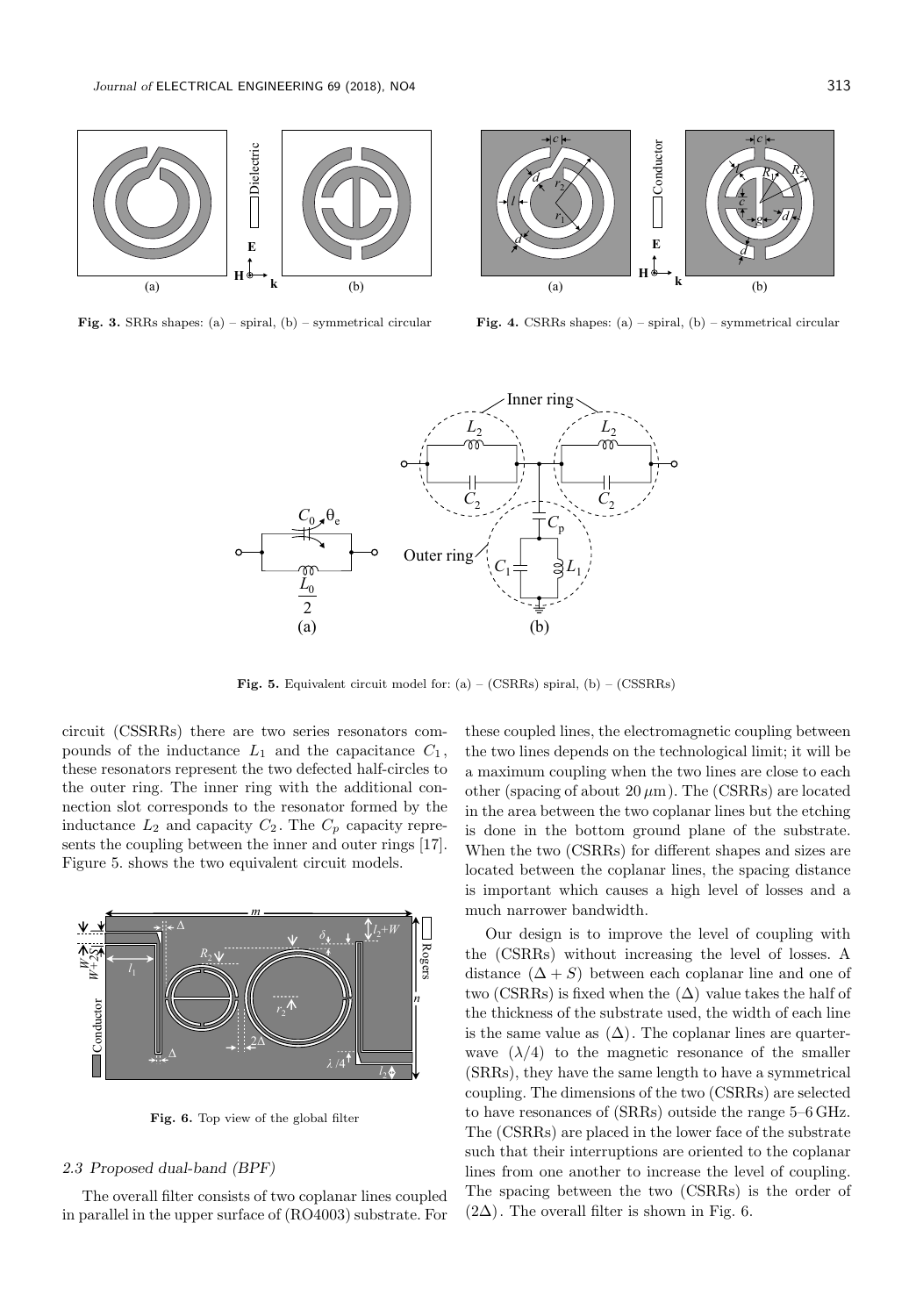**Fig. 3.** SRRs shapes: (a) – spiral, (b) – symmetrical circular

**Fig. 4.** CSRRs shapes: (a) – spiral, (b) – symmetrical circular

**Fig. 5.** Equivalent circuit model for: (a) – (CSRRs) spiral, (b) – (CSSRRs)

circuit (CSSRRs) there are two series resonators compounds of the inductance $L_1$ and the capacitance $C_1$, these resonators represent the two defected half-circles to the outer ring. The inner ring with the additional connection slot corresponds to the resonator formed by the inductance $L_2$ and capacity $C_2$. The $C_p$ capacity represents the coupling between the inner and outer rings [17]. Figure 5. shows the two equivalent circuit models.

**Fig. 6.** Top view of the global filter

### 2.3 Proposed dual-band (BPF)

The overall filter consists of two coplanar lines coupled in parallel in the upper surface of (RO4003) substrate. For these coupled lines, the electromagnetic coupling between the two lines depends on the technological limit; it will be a maximum coupling when the two lines are close to each other (spacing of about $20\,\mu$m). The (CSRRs) are located in the area between the two coplanar lines but the etching is done in the bottom ground plane of the substrate. When the two (CSRRs) for different shapes and sizes are located between the coplanar lines, the spacing distance is important which causes a high level of losses and a much narrower bandwidth.

Our design is to improve the level of coupling with the (CSRRs) without increasing the level of losses. A distance $(\Delta + S)$ between each coplanar line and one of two (CSRRs) is fixed when the $(\Delta)$ value takes the half of the thickness of the substrate used, the width of each line is the same value as $(\Delta)$. The coplanar lines are quarter-wave $(\lambda/4)$ to the magnetic resonance of the smaller (SRRs), they have the same length to have a symmetrical coupling. The dimensions of the two (CSRRs) are selected to have resonances of (SRRs) outside the range 5–6 GHz. The (CSRRs) are placed in the lower face of the substrate such that their interruptions are oriented to the coplanar lines from one another to increase the level of coupling. The spacing between the two (CSRRs) is the order of $(2\Delta)$. The overall filter is shown in Fig. 6.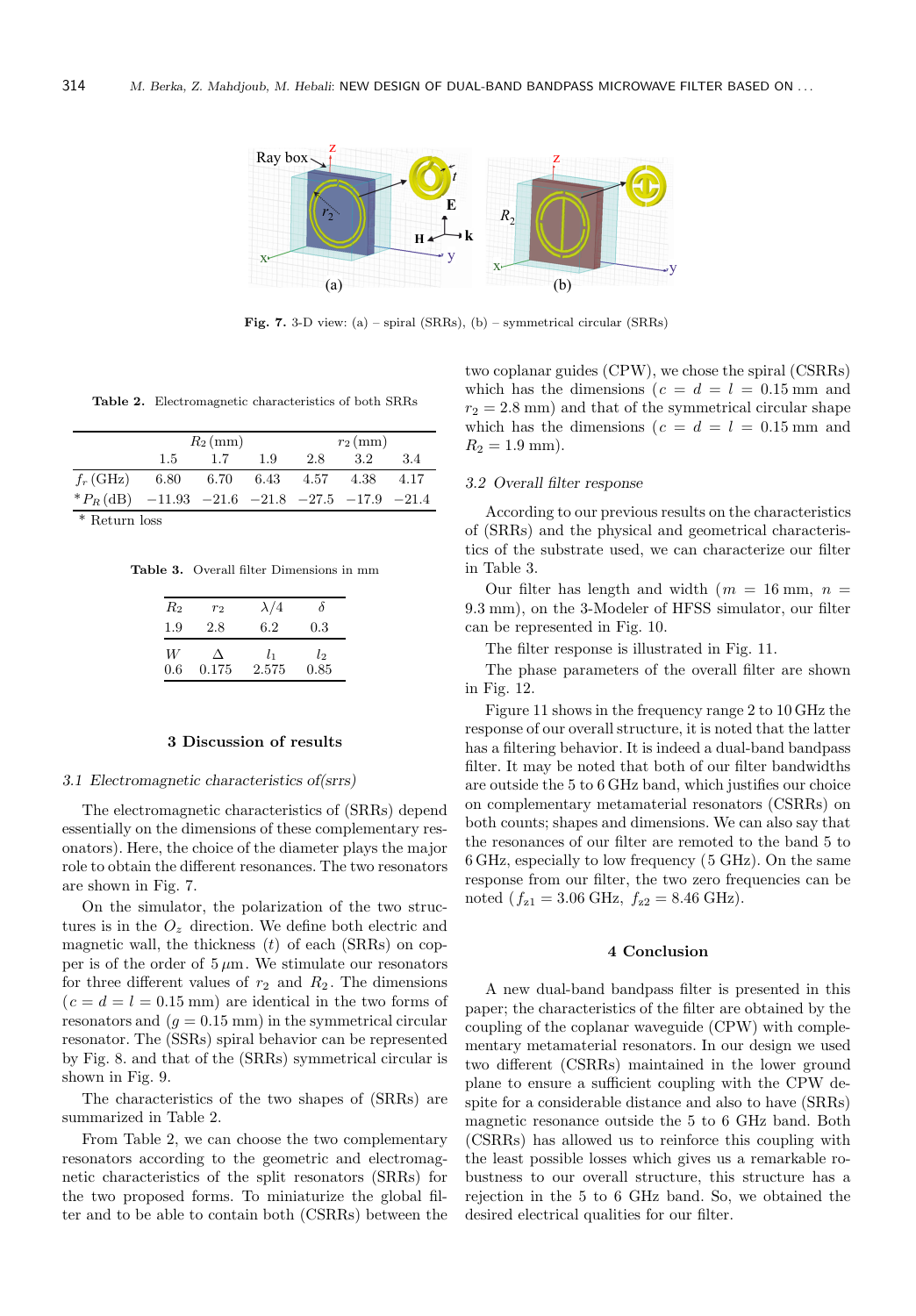Fig. 7. 3-D view: (a) – spiral (SRRs), (b) – symmetrical circular (SRRs)

Table 2. Electromagnetic characteristics of both SRRs

| | $R_2$ (mm) | | | $r_2$ (mm) | | |
|---|---|---|---|---|---|---|
| | 1.5 | 1.7 | 1.9 | 2.8 | 3.2 | 3.4 |
| $f_r$ (GHz) | 6.80 | 6.70 | 6.43 | 4.57 | 4.38 | 4.17 |
| * $P_R$ (dB) | −11.93 | −21.6 | −21.8 | −27.5 | −17.9 | −21.4 |

\* Return loss

Table 3. Overall filter Dimensions in mm

| $R_2$ | $r_2$ | $\lambda/4$ | $\delta$ |
|---|---|---|---|
| 1.9 | 2.8 | 6.2 | 0.3 |
| $W$ | $\Delta$ | $l_1$ | $l_2$ |
| 0.6 | 0.175 | 2.575 | 0.85 |

## 3 Discussion of results

### 3.1 Electromagnetic characteristics of(srrs)

The electromagnetic characteristics of (SRRs) depend essentially on the dimensions of these complementary resonators). Here, the choice of the diameter plays the major role to obtain the different resonances. The two resonators are shown in Fig. 7.

On the simulator, the polarization of the two structures is in the $O_z$ direction. We define both electric and magnetic wall, the thickness ($t$) of each (SRRs) on copper is of the order of $5\,\mu$m. We stimulate our resonators for three different values of $r_2$ and $R_2$. The dimensions ($c = d = l = 0.15$ mm) are identical in the two forms of resonators and ($g = 0.15$ mm) in the symmetrical circular resonator. The (SSRs) spiral behavior can be represented by Fig. 8. and that of the (SRRs) symmetrical circular is shown in Fig. 9.

The characteristics of the two shapes of (SRRs) are summarized in Table 2.

From Table 2, we can choose the two complementary resonators according to the geometric and electromagnetic characteristics of the split resonators (SRRs) for the two proposed forms. To miniaturize the global filter and to be able to contain both (CSRRs) between the two coplanar guides (CPW), we chose the spiral (CSRRs) which has the dimensions ($c = d = l = 0.15$ mm and $r_2 = 2.8$ mm) and that of the symmetrical circular shape which has the dimensions ($c = d = l = 0.15$ mm and $R_2 = 1.9$ mm).

### 3.2 Overall filter response

According to our previous results on the characteristics of (SRRs) and the physical and geometrical characteristics of the substrate used, we can characterize our filter in Table 3.

Our filter has length and width ($m = 16$ mm, $n = 9.3$ mm), on the 3-Modeler of HFSS simulator, our filter can be represented in Fig. 10.

The filter response is illustrated in Fig. 11.

The phase parameters of the overall filter are shown in Fig. 12.

Figure 11 shows in the frequency range 2 to 10 GHz the response of our overall structure, it is noted that the latter has a filtering behavior. It is indeed a dual-band bandpass filter. It may be noted that both of our filter bandwidths are outside the 5 to 6 GHz band, which justifies our choice on complementary metamaterial resonators (CSRRs) on both counts; shapes and dimensions. We can also say that the resonances of our filter are remoted to the band 5 to 6 GHz, especially to low frequency (5 GHz). On the same response from our filter, the two zero frequencies can be noted ($f_{z1} = 3.06$ GHz, $f_{z2} = 8.46$ GHz).

## 4 Conclusion

A new dual-band bandpass filter is presented in this paper; the characteristics of the filter are obtained by the coupling of the coplanar waveguide (CPW) with complementary metamaterial resonators. In our design we used two different (CSRRs) maintained in the lower ground plane to ensure a sufficient coupling with the CPW despite for a considerable distance and also to have (SRRs) magnetic resonance outside the 5 to 6 GHz band. Both (CSRRs) has allowed us to reinforce this coupling with the least possible losses which gives us a remarkable robustness to our overall structure, this structure has a rejection in the 5 to 6 GHz band. So, we obtained the desired electrical qualities for our filter.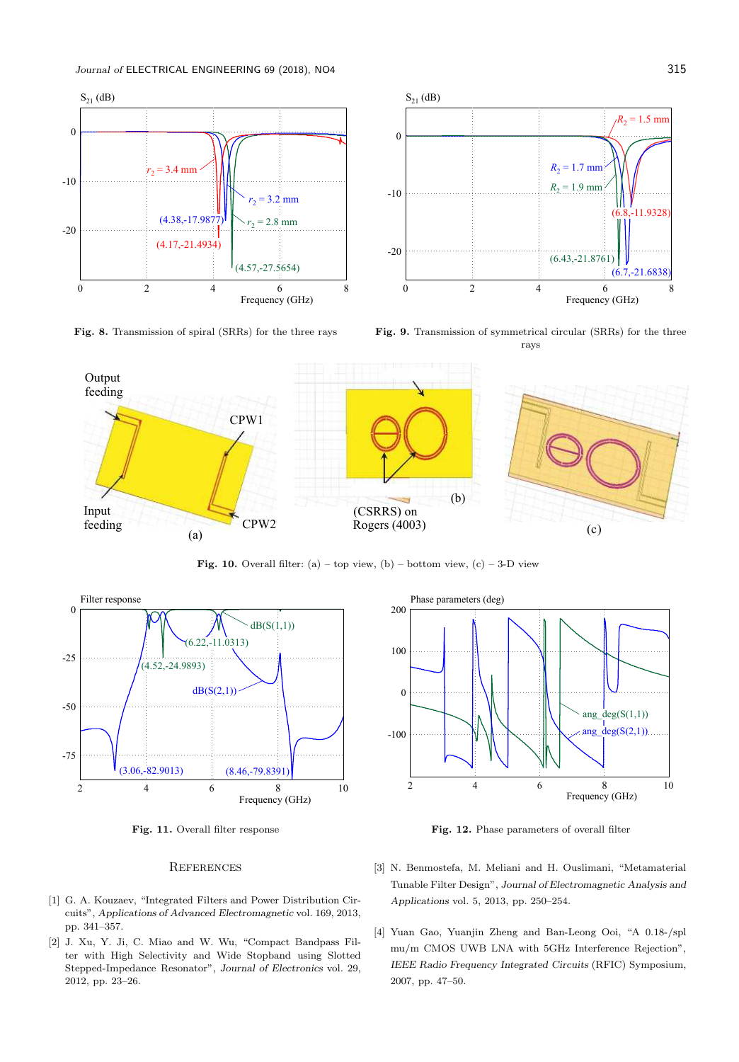**Fig. 8.** Transmission of spiral (SRRs) for the three rays

**Fig. 9.** Transmission of symmetrical circular (SRRs) for the three rays

**Fig. 10.** Overall filter: (a) – top view, (b) – bottom view, (c) – 3-D view

**Fig. 11.** Overall filter response

**Fig. 12.** Phase parameters of overall filter

## References

[1] G. A. Kouzaev, "Integrated Filters and Power Distribution Circuits", *Applications of Advanced Electromagnetic* vol. 169, 2013, pp. 341–357.

[2] J. Xu, Y. Ji, C. Miao and W. Wu, "Compact Bandpass Filter with High Selectivity and Wide Stopband using Slotted Stepped-Impedance Resonator", *Journal of Electronics* vol. 29, 2012, pp. 23–26.

[3] N. Benmostefa, M. Meliani and H. Ouslimani, "Metamaterial Tunable Filter Design", *Journal of Electromagnetic Analysis and Applications* vol. 5, 2013, pp. 250–254.

[4] Yuan Gao, Yuanjin Zheng and Ban-Leong Ooi, "A 0.18-/spl mu/m CMOS UWB LNA with 5GHz Interference Rejection", *IEEE Radio Frequency Integrated Circuits* (RFIC) Symposium, 2007, pp. 47–50.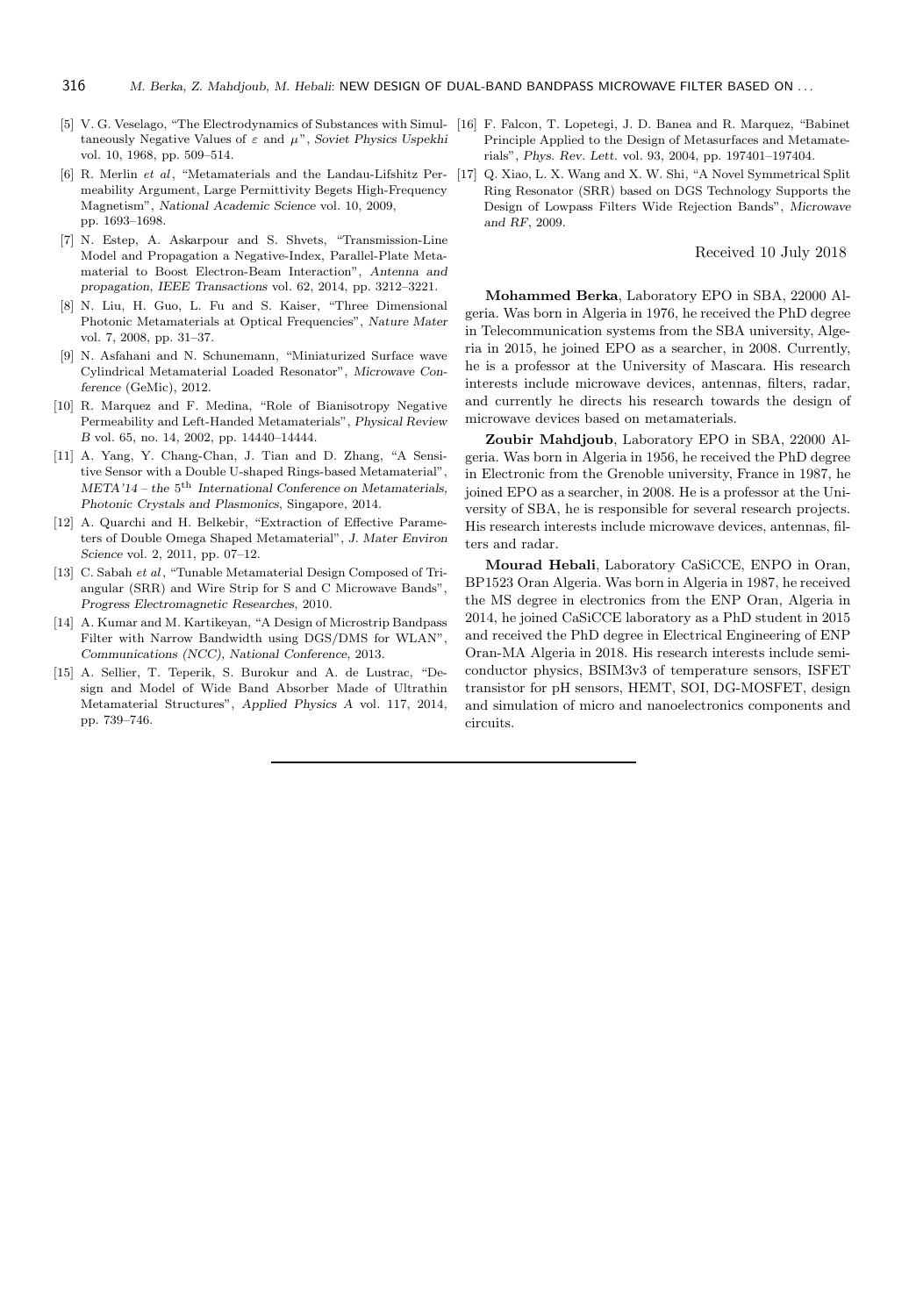[5] V. G. Veselago, "The Electrodynamics of Substances with Simultaneously Negative Values of $\varepsilon$ and $\mu$", *Soviet Physics Uspekhi* vol. 10, 1968, pp. 509–514.

[6] R. Merlin *et al*, "Metamaterials and the Landau-Lifshitz Permeability Argument, Large Permittivity Begets High-Frequency Magnetism", *National Academic Science* vol. 10, 2009, pp. 1693–1698.

[7] N. Estep, A. Askarpour and S. Shvets, "Transmission-Line Model and Propagation a Negative-Index, Parallel-Plate Metamaterial to Boost Electron-Beam Interaction", *Antenna and propagation, IEEE Transactions* vol. 62, 2014, pp. 3212–3221.

[8] N. Liu, H. Guo, L. Fu and S. Kaiser, "Three Dimensional Photonic Metamaterials at Optical Frequencies", *Nature Mater* vol. 7, 2008, pp. 31–37.

[9] N. Asfahani and N. Schunemann, "Miniaturized Surface wave Cylindrical Metamaterial Loaded Resonator", *Microwave Conference* (GeMic), 2012.

[10] R. Marquez and F. Medina, "Role of Bianisotropy Negative Permeability and Left-Handed Metamaterials", *Physical Review B* vol. 65, no. 14, 2002, pp. 14440–14444.

[11] A. Yang, Y. Chang-Chan, J. Tian and D. Zhang, "A Sensitive Sensor with a Double U-shaped Rings-based Metamaterial", *META'14 – the 5th International Conference on Metamaterials, Photonic Crystals and Plasmonics*, Singapore, 2014.

[12] A. Quarchi and H. Belkebir, "Extraction of Effective Parameters of Double Omega Shaped Metamaterial", *J. Mater Environ Science* vol. 2, 2011, pp. 07–12.

[13] C. Sabah *et al*, "Tunable Metamaterial Design Composed of Triangular (SRR) and Wire Strip for S and C Microwave Bands", *Progress Electromagnetic Researches*, 2010.

[14] A. Kumar and M. Kartikeyan, "A Design of Microstrip Bandpass Filter with Narrow Bandwidth using DGS/DMS for WLAN", *Communications (NCC), National Conference*, 2013.

[15] A. Sellier, T. Teperik, S. Burokur and A. de Lustrac, "Design and Model of Wide Band Absorber Made of Ultrathin Metamaterial Structures", *Applied Physics A* vol. 117, 2014, pp. 739–746.

[16] F. Falcon, T. Lopetegi, J. D. Banea and R. Marquez, "Babinet Principle Applied to the Design of Metasurfaces and Metamaterials", *Phys. Rev. Lett.* vol. 93, 2004, pp. 197401–197404.

[17] Q. Xiao, L. X. Wang and X. W. Shi, "A Novel Symmetrical Split Ring Resonator (SRR) based on DGS Technology Supports the Design of Lowpass Filters Wide Rejection Bands", *Microwave and RF*, 2009.

Received 10 July 2018

**Mohammed Berka**, Laboratory EPO in SBA, 22000 Algeria. Was born in Algeria in 1976, he received the PhD degree in Telecommunication systems from the SBA university, Algeria in 2015, he joined EPO as a searcher, in 2008. Currently, he is a professor at the University of Mascara. His research interests include microwave devices, antennas, filters, radar, and currently he directs his research towards the design of microwave devices based on metamaterials.

**Zoubir Mahdjoub**, Laboratory EPO in SBA, 22000 Algeria. Was born in Algeria in 1956, he received the PhD degree in Electronic from the Grenoble university, France in 1987, he joined EPO as a searcher, in 2008. He is a professor at the University of SBA, he is responsible for several research projects. His research interests include microwave devices, antennas, filters and radar.

**Mourad Hebali**, Laboratory CaSiCCE, ENPO in Oran, BP1523 Oran Algeria. Was born in Algeria in 1987, he received the MS degree in electronics from the ENP Oran, Algeria in 2014, he joined CaSiCCE laboratory as a PhD student in 2015 and received the PhD degree in Electrical Engineering of ENP Oran-MA Algeria in 2018. His research interests include semiconductor physics, BSIM3v3 of temperature sensors, ISFET transistor for pH sensors, HEMT, SOI, DG-MOSFET, design and simulation of micro and nanoelectronics components and circuits.